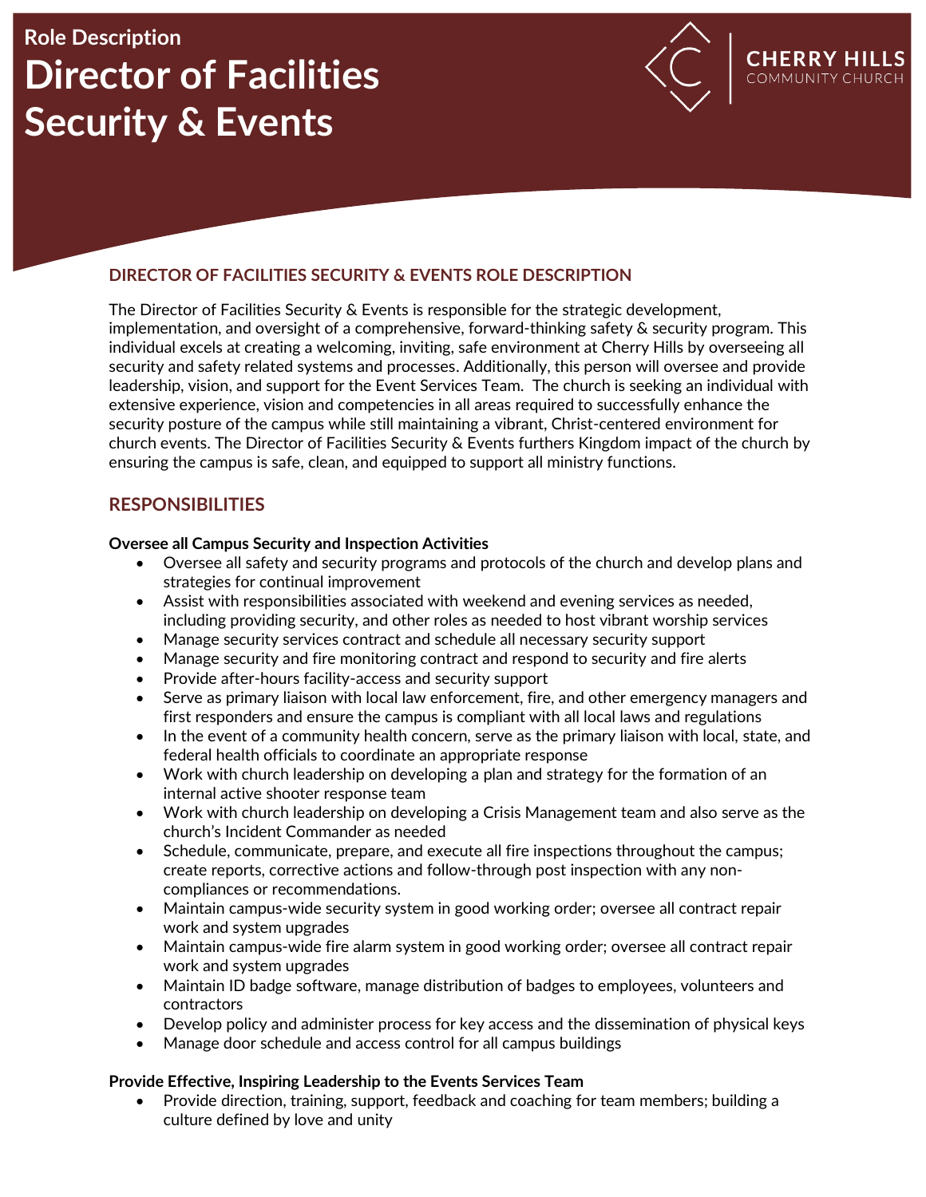Role Description

# Director of Facilities Security & Events

CHERRY HILLS COMMUNITY CHURCH

## DIRECTOR OF FACILITIES SECURITY & EVENTS ROLE DESCRIPTION

The Director of Facilities Security & Events is responsible for the strategic development, implementation, and oversight of a comprehensive, forward-thinking safety & security program. This individual excels at creating a welcoming, inviting, safe environment at Cherry Hills by overseeing all security and safety related systems and processes. Additionally, this person will oversee and provide leadership, vision, and support for the Event Services Team. The church is seeking an individual with extensive experience, vision and competencies in all areas required to successfully enhance the security posture of the campus while still maintaining a vibrant, Christ-centered environment for church events. The Director of Facilities Security & Events furthers Kingdom impact of the church by ensuring the campus is safe, clean, and equipped to support all ministry functions.

## RESPONSIBILITIES

**Oversee all Campus Security and Inspection Activities**

- Oversee all safety and security programs and protocols of the church and develop plans and strategies for continual improvement
- Assist with responsibilities associated with weekend and evening services as needed, including providing security, and other roles as needed to host vibrant worship services
- Manage security services contract and schedule all necessary security support
- Manage security and fire monitoring contract and respond to security and fire alerts
- Provide after-hours facility-access and security support
- Serve as primary liaison with local law enforcement, fire, and other emergency managers and first responders and ensure the campus is compliant with all local laws and regulations
- In the event of a community health concern, serve as the primary liaison with local, state, and federal health officials to coordinate an appropriate response
- Work with church leadership on developing a plan and strategy for the formation of an internal active shooter response team
- Work with church leadership on developing a Crisis Management team and also serve as the church's Incident Commander as needed
- Schedule, communicate, prepare, and execute all fire inspections throughout the campus; create reports, corrective actions and follow-through post inspection with any non-compliances or recommendations.
- Maintain campus-wide security system in good working order; oversee all contract repair work and system upgrades
- Maintain campus-wide fire alarm system in good working order; oversee all contract repair work and system upgrades
- Maintain ID badge software, manage distribution of badges to employees, volunteers and contractors
- Develop policy and administer process for key access and the dissemination of physical keys
- Manage door schedule and access control for all campus buildings

**Provide Effective, Inspiring Leadership to the Events Services Team**

- Provide direction, training, support, feedback and coaching for team members; building a culture defined by love and unity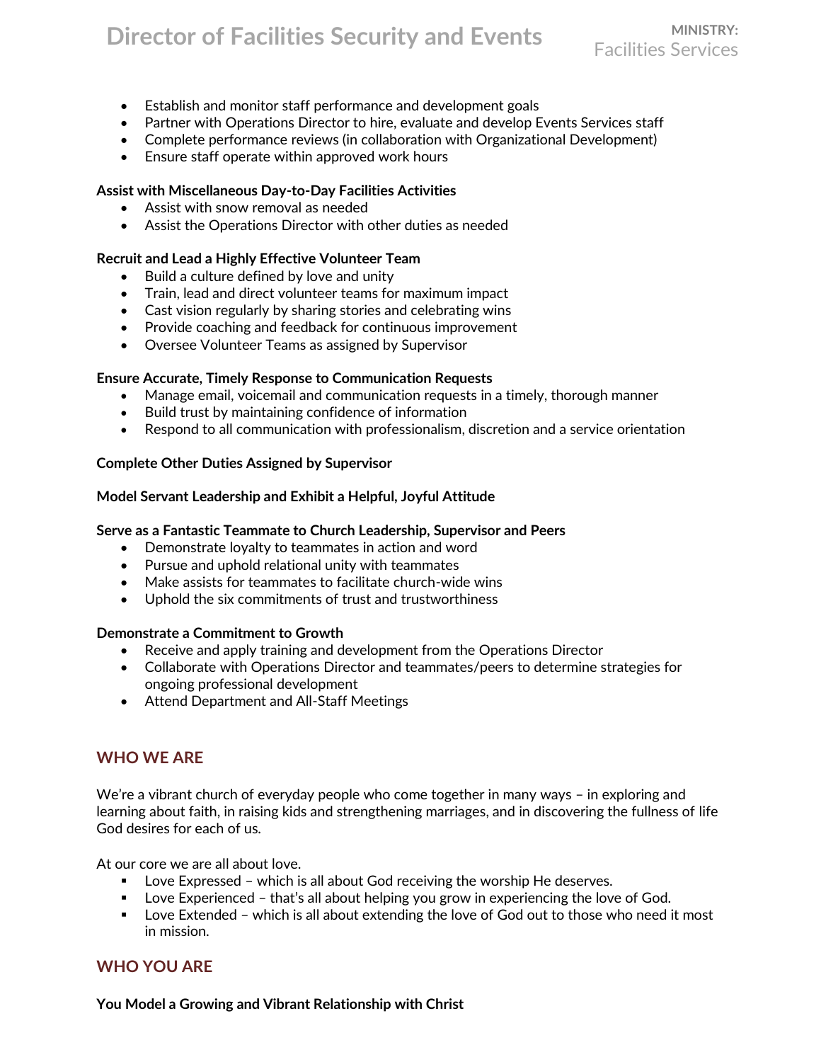- Establish and monitor staff performance and development goals
- Partner with Operations Director to hire, evaluate and develop Events Services staff
- Complete performance reviews (in collaboration with Organizational Development)
- Ensure staff operate within approved work hours

**Assist with Miscellaneous Day-to-Day Facilities Activities**

- Assist with snow removal as needed
- Assist the Operations Director with other duties as needed

**Recruit and Lead a Highly Effective Volunteer Team**

- Build a culture defined by love and unity
- Train, lead and direct volunteer teams for maximum impact
- Cast vision regularly by sharing stories and celebrating wins
- Provide coaching and feedback for continuous improvement
- Oversee Volunteer Teams as assigned by Supervisor

**Ensure Accurate, Timely Response to Communication Requests**

- Manage email, voicemail and communication requests in a timely, thorough manner
- Build trust by maintaining confidence of information
- Respond to all communication with professionalism, discretion and a service orientation

**Complete Other Duties Assigned by Supervisor**

**Model Servant Leadership and Exhibit a Helpful, Joyful Attitude**

**Serve as a Fantastic Teammate to Church Leadership, Supervisor and Peers**

- Demonstrate loyalty to teammates in action and word
- Pursue and uphold relational unity with teammates
- Make assists for teammates to facilitate church-wide wins
- Uphold the six commitments of trust and trustworthiness

**Demonstrate a Commitment to Growth**

- Receive and apply training and development from the Operations Director
- Collaborate with Operations Director and teammates/peers to determine strategies for ongoing professional development
- Attend Department and All-Staff Meetings

## WHO WE ARE

We're a vibrant church of everyday people who come together in many ways – in exploring and learning about faith, in raising kids and strengthening marriages, and in discovering the fullness of life God desires for each of us.

At our core we are all about love.

- Love Expressed – which is all about God receiving the worship He deserves.
- Love Experienced – that's all about helping you grow in experiencing the love of God.
- Love Extended – which is all about extending the love of God out to those who need it most in mission.

## WHO YOU ARE

**You Model a Growing and Vibrant Relationship with Christ**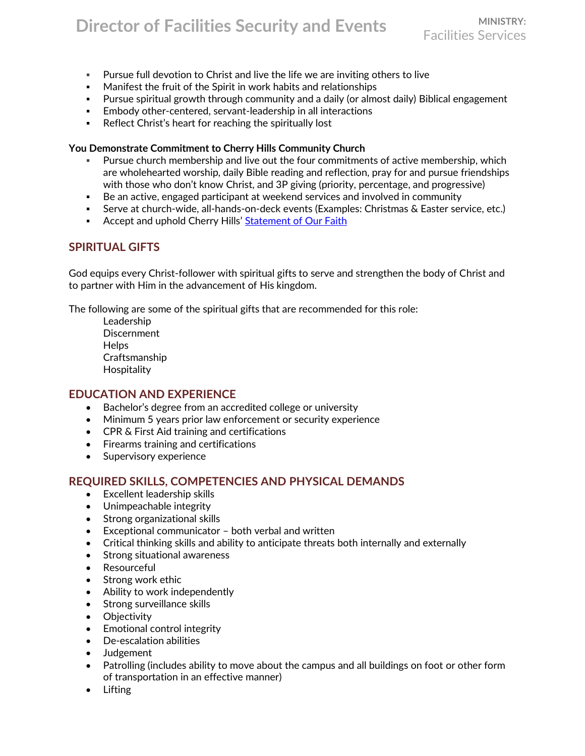- Pursue full devotion to Christ and live the life we are inviting others to live
- Manifest the fruit of the Spirit in work habits and relationships
- Pursue spiritual growth through community and a daily (or almost daily) Biblical engagement
- Embody other-centered, servant-leadership in all interactions
- Reflect Christ's heart for reaching the spiritually lost

**You Demonstrate Commitment to Cherry Hills Community Church**

- Pursue church membership and live out the four commitments of active membership, which are wholehearted worship, daily Bible reading and reflection, pray for and pursue friendships with those who don't know Christ, and 3P giving (priority, percentage, and progressive)
- Be an active, engaged participant at weekend services and involved in community
- Serve at church-wide, all-hands-on-deck events (Examples: Christmas & Easter service, etc.)
- Accept and uphold Cherry Hills' Statement of Our Faith

## SPIRITUAL GIFTS

God equips every Christ-follower with spiritual gifts to serve and strengthen the body of Christ and to partner with Him in the advancement of His kingdom.

The following are some of the spiritual gifts that are recommended for this role:

Leadership
Discernment
Helps
Craftsmanship
Hospitality

## EDUCATION AND EXPERIENCE

- Bachelor's degree from an accredited college or university
- Minimum 5 years prior law enforcement or security experience
- CPR & First Aid training and certifications
- Firearms training and certifications
- Supervisory experience

## REQUIRED SKILLS, COMPETENCIES AND PHYSICAL DEMANDS

- Excellent leadership skills
- Unimpeachable integrity
- Strong organizational skills
- Exceptional communicator – both verbal and written
- Critical thinking skills and ability to anticipate threats both internally and externally
- Strong situational awareness
- Resourceful
- Strong work ethic
- Ability to work independently
- Strong surveillance skills
- Objectivity
- Emotional control integrity
- De-escalation abilities
- Judgement
- Patrolling (includes ability to move about the campus and all buildings on foot or other form of transportation in an effective manner)
- Lifting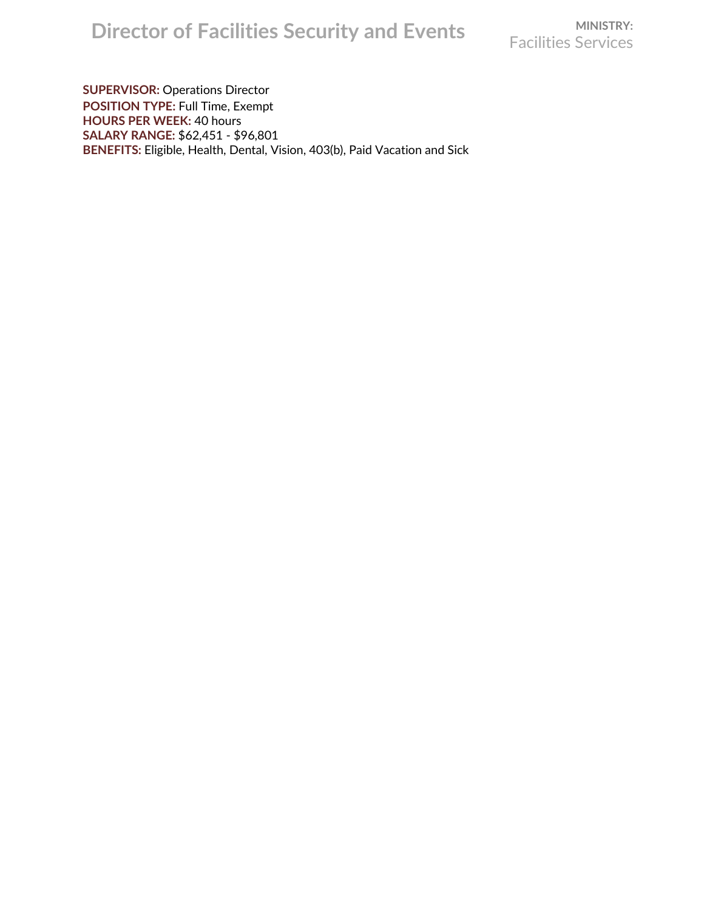**SUPERVISOR:** Operations Director
**POSITION TYPE:** Full Time, Exempt
**HOURS PER WEEK:** 40 hours
**SALARY RANGE:** $62,451 - $96,801
**BENEFITS:** Eligible, Health, Dental, Vision, 403(b), Paid Vacation and Sick